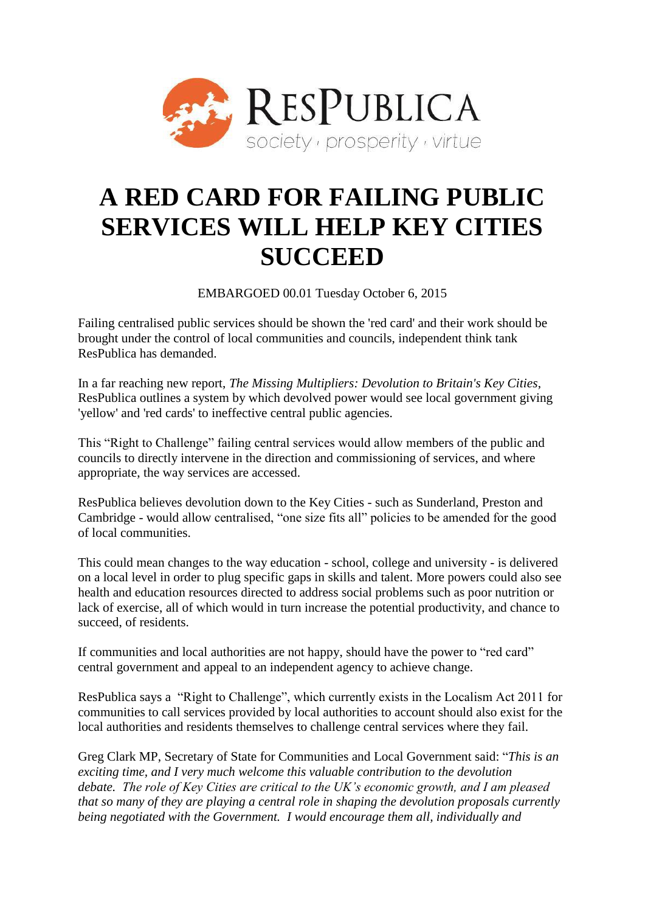RESPUBLICA
society · prosperity · virtue

# A RED CARD FOR FAILING PUBLIC SERVICES WILL HELP KEY CITIES SUCCEED

EMBARGOED 00.01 Tuesday October 6, 2015

Failing centralised public services should be shown the 'red card' and their work should be brought under the control of local communities and councils, independent think tank ResPublica has demanded.

In a far reaching new report, *The Missing Multipliers: Devolution to Britain's Key Cities*, ResPublica outlines a system by which devolved power would see local government giving 'yellow' and 'red cards' to ineffective central public agencies.

This "Right to Challenge" failing central services would allow members of the public and councils to directly intervene in the direction and commissioning of services, and where appropriate, the way services are accessed.

ResPublica believes devolution down to the Key Cities - such as Sunderland, Preston and Cambridge - would allow centralised, "one size fits all" policies to be amended for the good of local communities.

This could mean changes to the way education - school, college and university - is delivered on a local level in order to plug specific gaps in skills and talent. More powers could also see health and education resources directed to address social problems such as poor nutrition or lack of exercise, all of which would in turn increase the potential productivity, and chance to succeed, of residents.

If communities and local authorities are not happy, should have the power to "red card" central government and appeal to an independent agency to achieve change.

ResPublica says a "Right to Challenge", which currently exists in the Localism Act 2011 for communities to call services provided by local authorities to account should also exist for the local authorities and residents themselves to challenge central services where they fail.

Greg Clark MP, Secretary of State for Communities and Local Government said: "*This is an exciting time, and I very much welcome this valuable contribution to the devolution debate. The role of Key Cities are critical to the UK's economic growth, and I am pleased that so many of they are playing a central role in shaping the devolution proposals currently being negotiated with the Government. I would encourage them all, individually and*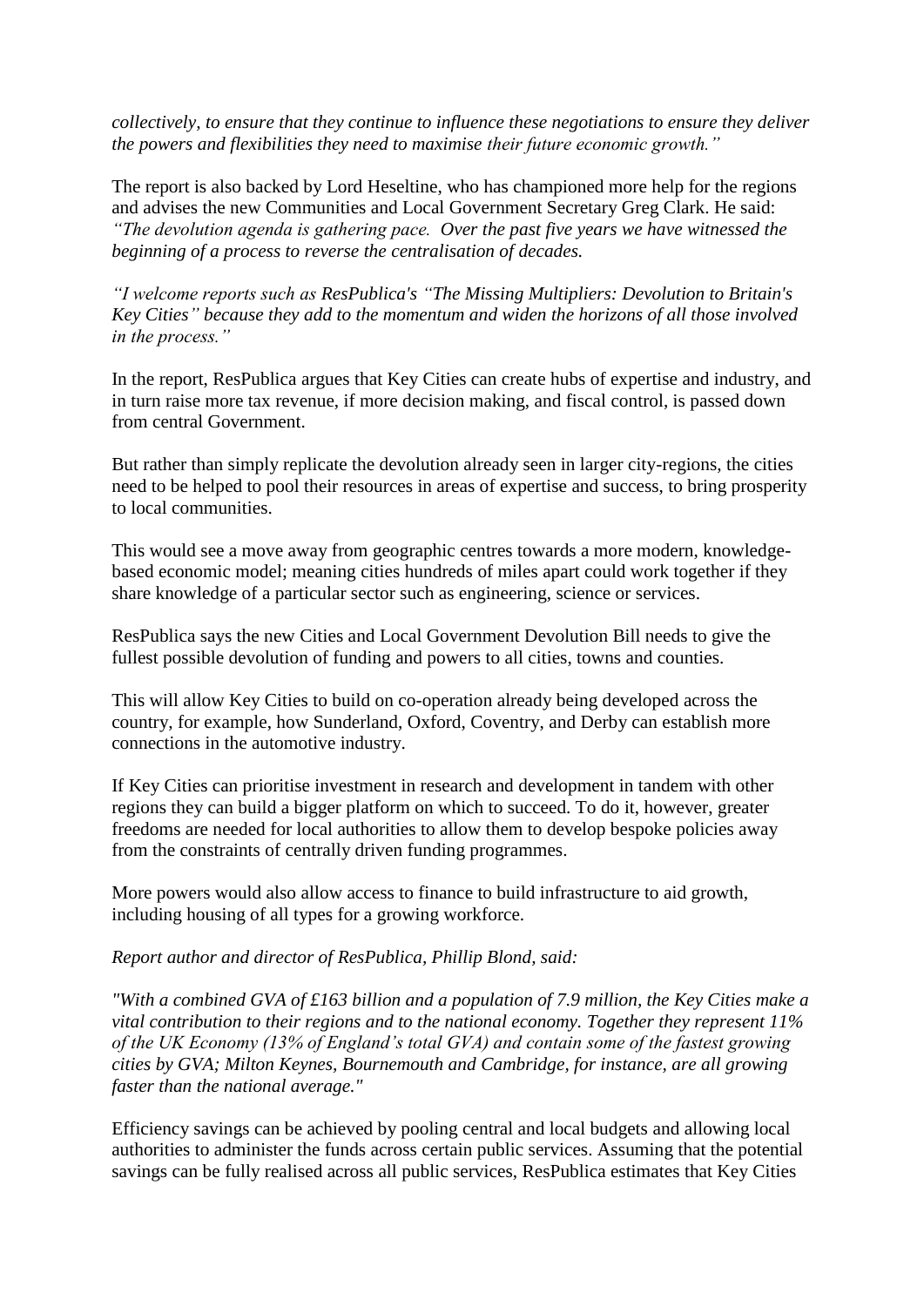*collectively, to ensure that they continue to influence these negotiations to ensure they deliver the powers and flexibilities they need to maximise their future economic growth."*

The report is also backed by Lord Heseltine, who has championed more help for the regions and advises the new Communities and Local Government Secretary Greg Clark. He said: *"The devolution agenda is gathering pace. Over the past five years we have witnessed the beginning of a process to reverse the centralisation of decades.*

*"I welcome reports such as ResPublica's "The Missing Multipliers: Devolution to Britain's Key Cities" because they add to the momentum and widen the horizons of all those involved in the process."*

In the report, ResPublica argues that Key Cities can create hubs of expertise and industry, and in turn raise more tax revenue, if more decision making, and fiscal control, is passed down from central Government.

But rather than simply replicate the devolution already seen in larger city-regions, the cities need to be helped to pool their resources in areas of expertise and success, to bring prosperity to local communities.

This would see a move away from geographic centres towards a more modern, knowledge-based economic model; meaning cities hundreds of miles apart could work together if they share knowledge of a particular sector such as engineering, science or services.

ResPublica says the new Cities and Local Government Devolution Bill needs to give the fullest possible devolution of funding and powers to all cities, towns and counties.

This will allow Key Cities to build on co-operation already being developed across the country, for example, how Sunderland, Oxford, Coventry, and Derby can establish more connections in the automotive industry.

If Key Cities can prioritise investment in research and development in tandem with other regions they can build a bigger platform on which to succeed. To do it, however, greater freedoms are needed for local authorities to allow them to develop bespoke policies away from the constraints of centrally driven funding programmes.

More powers would also allow access to finance to build infrastructure to aid growth, including housing of all types for a growing workforce.

*Report author and director of ResPublica, Phillip Blond, said:*

*"With a combined GVA of £163 billion and a population of 7.9 million, the Key Cities make a vital contribution to their regions and to the national economy. Together they represent 11% of the UK Economy (13% of England's total GVA) and contain some of the fastest growing cities by GVA; Milton Keynes, Bournemouth and Cambridge, for instance, are all growing faster than the national average."*

Efficiency savings can be achieved by pooling central and local budgets and allowing local authorities to administer the funds across certain public services. Assuming that the potential savings can be fully realised across all public services, ResPublica estimates that Key Cities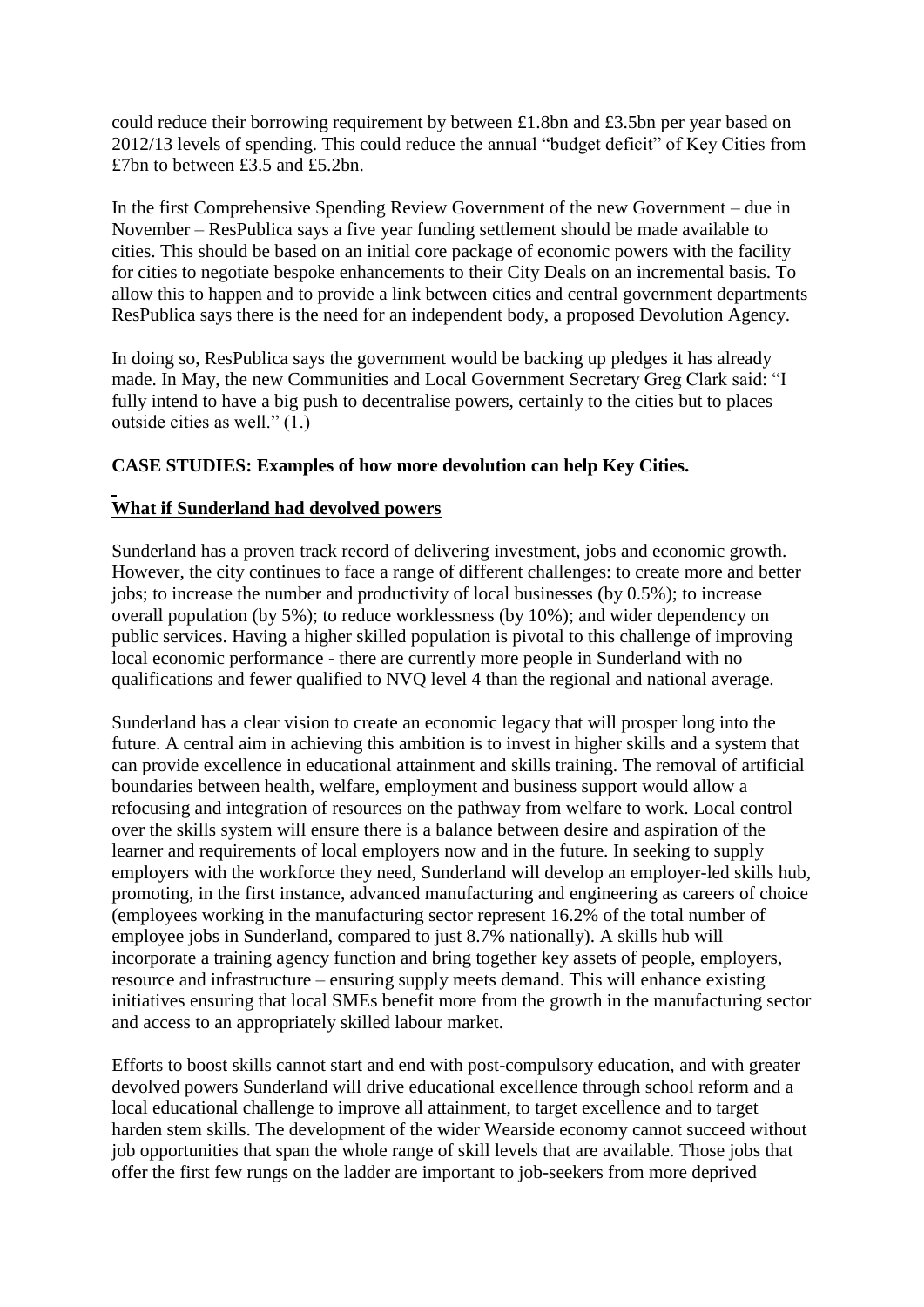could reduce their borrowing requirement by between £1.8bn and £3.5bn per year based on 2012/13 levels of spending. This could reduce the annual "budget deficit" of Key Cities from £7bn to between £3.5 and £5.2bn.

In the first Comprehensive Spending Review Government of the new Government – due in November – ResPublica says a five year funding settlement should be made available to cities. This should be based on an initial core package of economic powers with the facility for cities to negotiate bespoke enhancements to their City Deals on an incremental basis. To allow this to happen and to provide a link between cities and central government departments ResPublica says there is the need for an independent body, a proposed Devolution Agency.

In doing so, ResPublica says the government would be backing up pledges it has already made. In May, the new Communities and Local Government Secretary Greg Clark said: "I fully intend to have a big push to decentralise powers, certainly to the cities but to places outside cities as well." (1.)

**CASE STUDIES: Examples of how more devolution can help Key Cities.**

**What if Sunderland had devolved powers**

Sunderland has a proven track record of delivering investment, jobs and economic growth. However, the city continues to face a range of different challenges: to create more and better jobs; to increase the number and productivity of local businesses (by 0.5%); to increase overall population (by 5%); to reduce worklessness (by 10%); and wider dependency on public services. Having a higher skilled population is pivotal to this challenge of improving local economic performance - there are currently more people in Sunderland with no qualifications and fewer qualified to NVQ level 4 than the regional and national average.

Sunderland has a clear vision to create an economic legacy that will prosper long into the future. A central aim in achieving this ambition is to invest in higher skills and a system that can provide excellence in educational attainment and skills training. The removal of artificial boundaries between health, welfare, employment and business support would allow a refocusing and integration of resources on the pathway from welfare to work. Local control over the skills system will ensure there is a balance between desire and aspiration of the learner and requirements of local employers now and in the future. In seeking to supply employers with the workforce they need, Sunderland will develop an employer-led skills hub, promoting, in the first instance, advanced manufacturing and engineering as careers of choice (employees working in the manufacturing sector represent 16.2% of the total number of employee jobs in Sunderland, compared to just 8.7% nationally). A skills hub will incorporate a training agency function and bring together key assets of people, employers, resource and infrastructure – ensuring supply meets demand. This will enhance existing initiatives ensuring that local SMEs benefit more from the growth in the manufacturing sector and access to an appropriately skilled labour market.

Efforts to boost skills cannot start and end with post-compulsory education, and with greater devolved powers Sunderland will drive educational excellence through school reform and a local educational challenge to improve all attainment, to target excellence and to target harden stem skills. The development of the wider Wearside economy cannot succeed without job opportunities that span the whole range of skill levels that are available. Those jobs that offer the first few rungs on the ladder are important to job-seekers from more deprived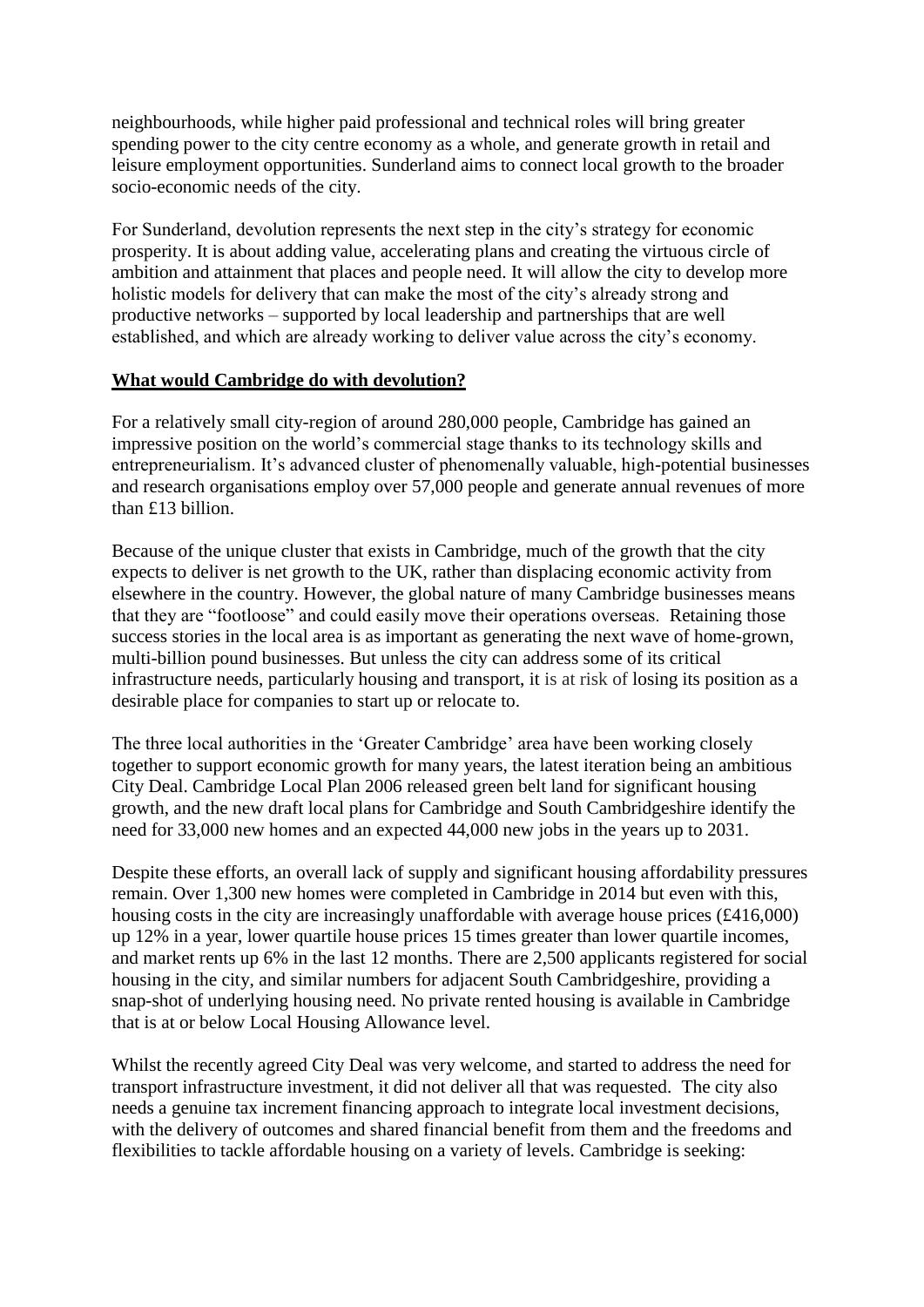neighbourhoods, while higher paid professional and technical roles will bring greater spending power to the city centre economy as a whole, and generate growth in retail and leisure employment opportunities. Sunderland aims to connect local growth to the broader socio-economic needs of the city.

For Sunderland, devolution represents the next step in the city's strategy for economic prosperity. It is about adding value, accelerating plans and creating the virtuous circle of ambition and attainment that places and people need. It will allow the city to develop more holistic models for delivery that can make the most of the city's already strong and productive networks – supported by local leadership and partnerships that are well established, and which are already working to deliver value across the city's economy.

## **What would Cambridge do with devolution?**

For a relatively small city-region of around 280,000 people, Cambridge has gained an impressive position on the world's commercial stage thanks to its technology skills and entrepreneurialism. It's advanced cluster of phenomenally valuable, high-potential businesses and research organisations employ over 57,000 people and generate annual revenues of more than £13 billion.

Because of the unique cluster that exists in Cambridge, much of the growth that the city expects to deliver is net growth to the UK, rather than displacing economic activity from elsewhere in the country. However, the global nature of many Cambridge businesses means that they are "footloose" and could easily move their operations overseas. Retaining those success stories in the local area is as important as generating the next wave of home-grown, multi-billion pound businesses. But unless the city can address some of its critical infrastructure needs, particularly housing and transport, it is at risk of losing its position as a desirable place for companies to start up or relocate to.

The three local authorities in the 'Greater Cambridge' area have been working closely together to support economic growth for many years, the latest iteration being an ambitious City Deal. Cambridge Local Plan 2006 released green belt land for significant housing growth, and the new draft local plans for Cambridge and South Cambridgeshire identify the need for 33,000 new homes and an expected 44,000 new jobs in the years up to 2031.

Despite these efforts, an overall lack of supply and significant housing affordability pressures remain. Over 1,300 new homes were completed in Cambridge in 2014 but even with this, housing costs in the city are increasingly unaffordable with average house prices (£416,000) up 12% in a year, lower quartile house prices 15 times greater than lower quartile incomes, and market rents up 6% in the last 12 months. There are 2,500 applicants registered for social housing in the city, and similar numbers for adjacent South Cambridgeshire, providing a snap-shot of underlying housing need. No private rented housing is available in Cambridge that is at or below Local Housing Allowance level.

Whilst the recently agreed City Deal was very welcome, and started to address the need for transport infrastructure investment, it did not deliver all that was requested. The city also needs a genuine tax increment financing approach to integrate local investment decisions, with the delivery of outcomes and shared financial benefit from them and the freedoms and flexibilities to tackle affordable housing on a variety of levels. Cambridge is seeking: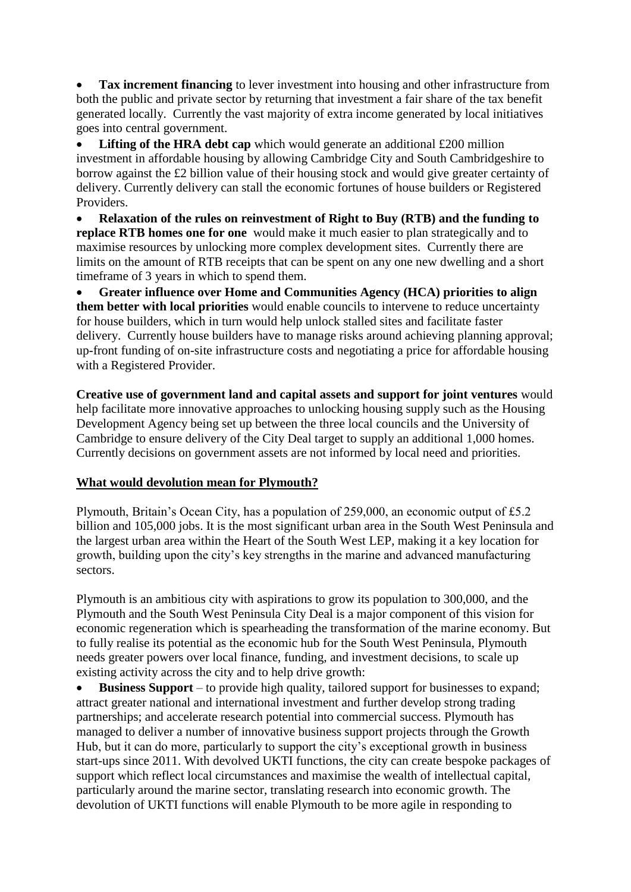- **Tax increment financing** to lever investment into housing and other infrastructure from both the public and private sector by returning that investment a fair share of the tax benefit generated locally. Currently the vast majority of extra income generated by local initiatives goes into central government.
- **Lifting of the HRA debt cap** which would generate an additional £200 million investment in affordable housing by allowing Cambridge City and South Cambridgeshire to borrow against the £2 billion value of their housing stock and would give greater certainty of delivery. Currently delivery can stall the economic fortunes of house builders or Registered Providers.
- **Relaxation of the rules on reinvestment of Right to Buy (RTB) and the funding to replace RTB homes one for one** would make it much easier to plan strategically and to maximise resources by unlocking more complex development sites. Currently there are limits on the amount of RTB receipts that can be spent on any one new dwelling and a short timeframe of 3 years in which to spend them.
- **Greater influence over Home and Communities Agency (HCA) priorities to align them better with local priorities** would enable councils to intervene to reduce uncertainty for house builders, which in turn would help unlock stalled sites and facilitate faster delivery. Currently house builders have to manage risks around achieving planning approval; up-front funding of on-site infrastructure costs and negotiating a price for affordable housing with a Registered Provider.

**Creative use of government land and capital assets and support for joint ventures** would help facilitate more innovative approaches to unlocking housing supply such as the Housing Development Agency being set up between the three local councils and the University of Cambridge to ensure delivery of the City Deal target to supply an additional 1,000 homes. Currently decisions on government assets are not informed by local need and priorities.

## What would devolution mean for Plymouth?

Plymouth, Britain's Ocean City, has a population of 259,000, an economic output of £5.2 billion and 105,000 jobs. It is the most significant urban area in the South West Peninsula and the largest urban area within the Heart of the South West LEP, making it a key location for growth, building upon the city's key strengths in the marine and advanced manufacturing sectors.

Plymouth is an ambitious city with aspirations to grow its population to 300,000, and the Plymouth and the South West Peninsula City Deal is a major component of this vision for economic regeneration which is spearheading the transformation of the marine economy. But to fully realise its potential as the economic hub for the South West Peninsula, Plymouth needs greater powers over local finance, funding, and investment decisions, to scale up existing activity across the city and to help drive growth:

- **Business Support** – to provide high quality, tailored support for businesses to expand; attract greater national and international investment and further develop strong trading partnerships; and accelerate research potential into commercial success. Plymouth has managed to deliver a number of innovative business support projects through the Growth Hub, but it can do more, particularly to support the city's exceptional growth in business start-ups since 2011. With devolved UKTI functions, the city can create bespoke packages of support which reflect local circumstances and maximise the wealth of intellectual capital, particularly around the marine sector, translating research into economic growth. The devolution of UKTI functions will enable Plymouth to be more agile in responding to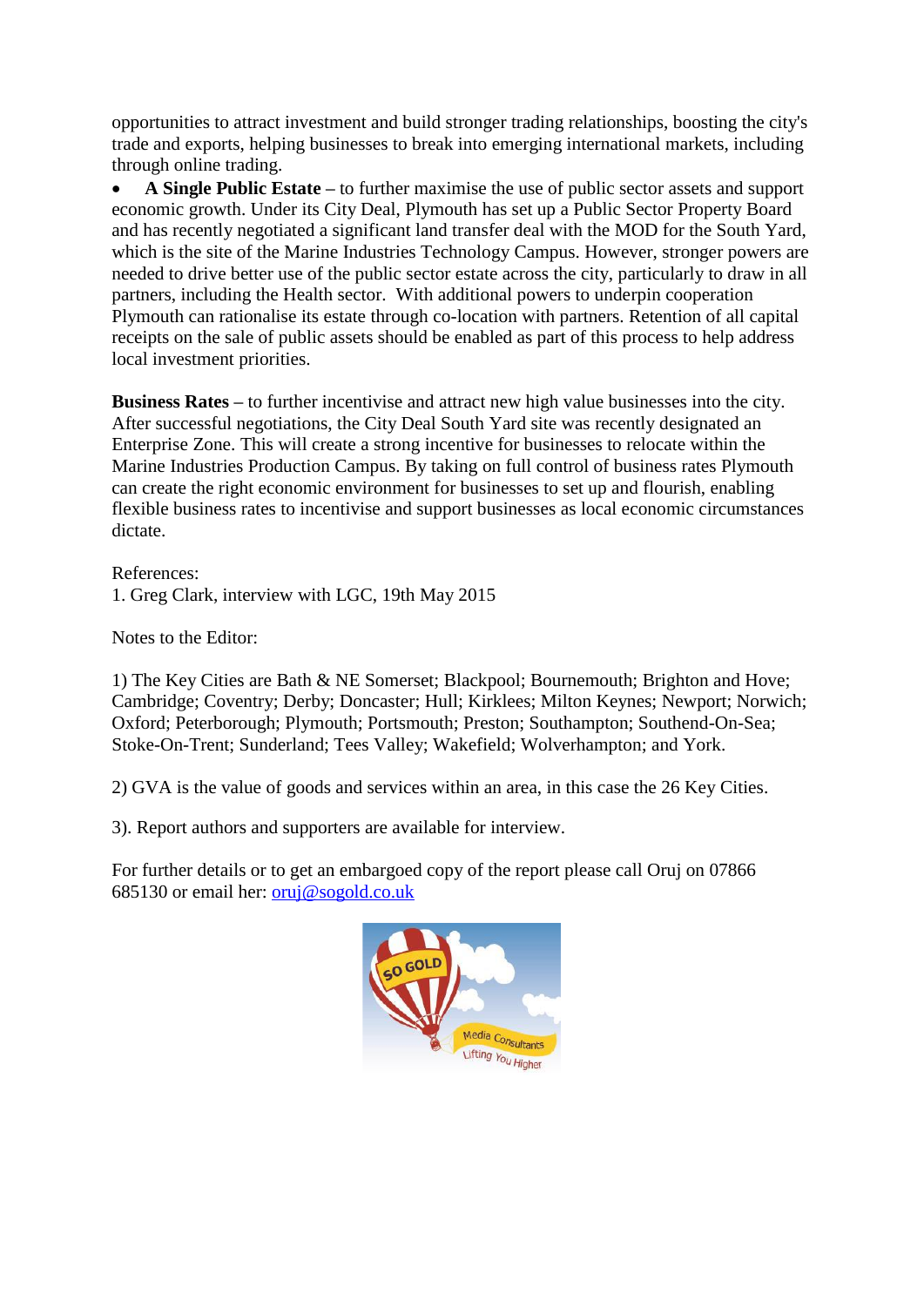opportunities to attract investment and build stronger trading relationships, boosting the city's trade and exports, helping businesses to break into emerging international markets, including through online trading.

- **A Single Public Estate** – to further maximise the use of public sector assets and support economic growth. Under its City Deal, Plymouth has set up a Public Sector Property Board and has recently negotiated a significant land transfer deal with the MOD for the South Yard, which is the site of the Marine Industries Technology Campus. However, stronger powers are needed to drive better use of the public sector estate across the city, particularly to draw in all partners, including the Health sector. With additional powers to underpin cooperation Plymouth can rationalise its estate through co-location with partners. Retention of all capital receipts on the sale of public assets should be enabled as part of this process to help address local investment priorities.

**Business Rates** – to further incentivise and attract new high value businesses into the city. After successful negotiations, the City Deal South Yard site was recently designated an Enterprise Zone. This will create a strong incentive for businesses to relocate within the Marine Industries Production Campus. By taking on full control of business rates Plymouth can create the right economic environment for businesses to set up and flourish, enabling flexible business rates to incentivise and support businesses as local economic circumstances dictate.

References:
1. Greg Clark, interview with LGC, 19th May 2015

Notes to the Editor:

1) The Key Cities are Bath & NE Somerset; Blackpool; Bournemouth; Brighton and Hove; Cambridge; Coventry; Derby; Doncaster; Hull; Kirklees; Milton Keynes; Newport; Norwich; Oxford; Peterborough; Plymouth; Portsmouth; Preston; Southampton; Southend-On-Sea; Stoke-On-Trent; Sunderland; Tees Valley; Wakefield; Wolverhampton; and York.

2) GVA is the value of goods and services within an area, in this case the 26 Key Cities.

3). Report authors and supporters are available for interview.

For further details or to get an embargoed copy of the report please call Oruj on 07866 685130 or email her: oruj@sogold.co.uk

SO GOLD Media Consultants Lifting You Higher